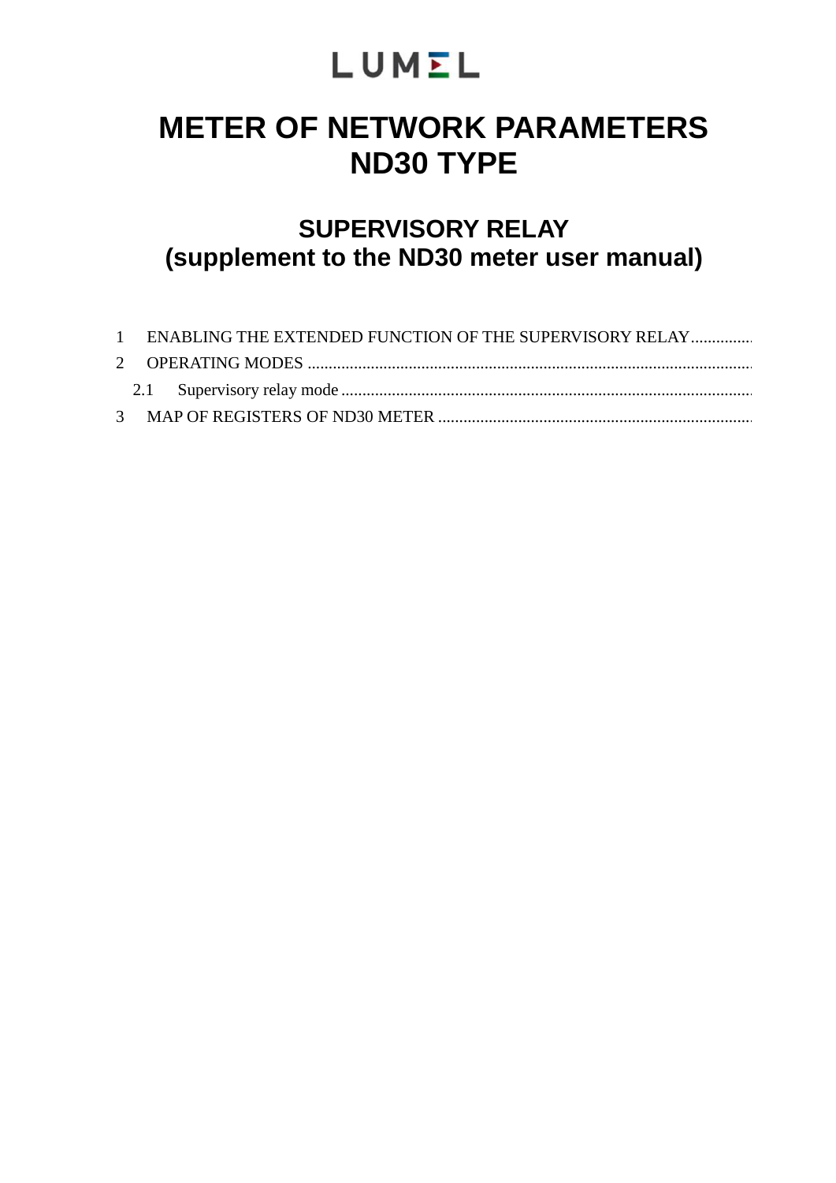LUMEL

# METER OF NETWORK PARAMETERS ND30 TYPE

## SUPERVISORY RELAY (supplement to the ND30 meter user manual)

1 ENABLING THE EXTENDED FUNCTION OF THE SUPERVISORY RELAY

2 OPERATING MODES

 2.1 Supervisory relay mode

3 MAP OF REGISTERS OF ND30 METER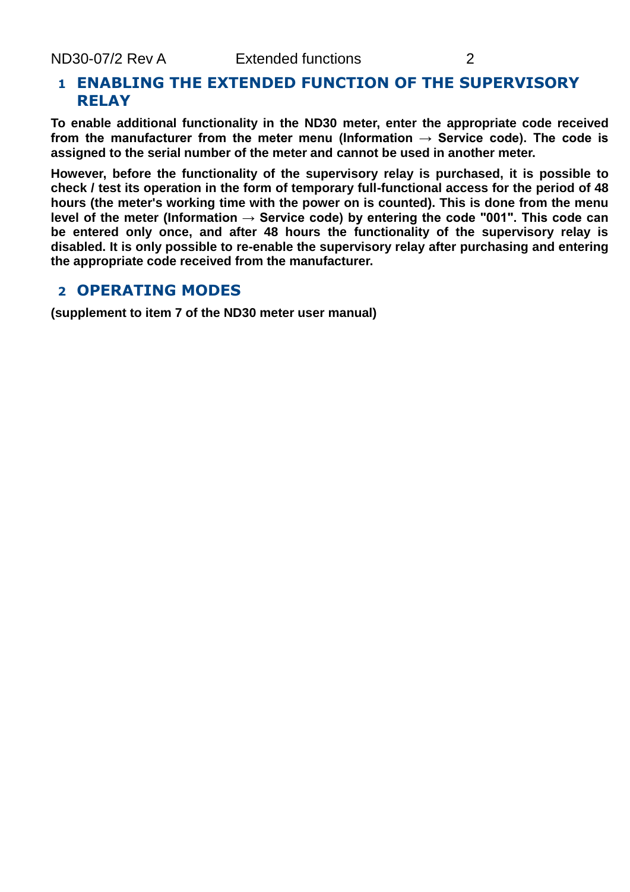# 1 ENABLING THE EXTENDED FUNCTION OF THE SUPERVISORY RELAY

**To enable additional functionality in the ND30 meter, enter the appropriate code received from the manufacturer from the meter menu (Information → Service code). The code is assigned to the serial number of the meter and cannot be used in another meter.**

**However, before the functionality of the supervisory relay is purchased, it is possible to check / test its operation in the form of temporary full-functional access for the period of 48 hours (the meter's working time with the power on is counted). This is done from the menu level of the meter (Information → Service code) by entering the code "001". This code can be entered only once, and after 48 hours the functionality of the supervisory relay is disabled. It is only possible to re-enable the supervisory relay after purchasing and entering the appropriate code received from the manufacturer.**

# 2 OPERATING MODES

**(supplement to item 7 of the ND30 meter user manual)**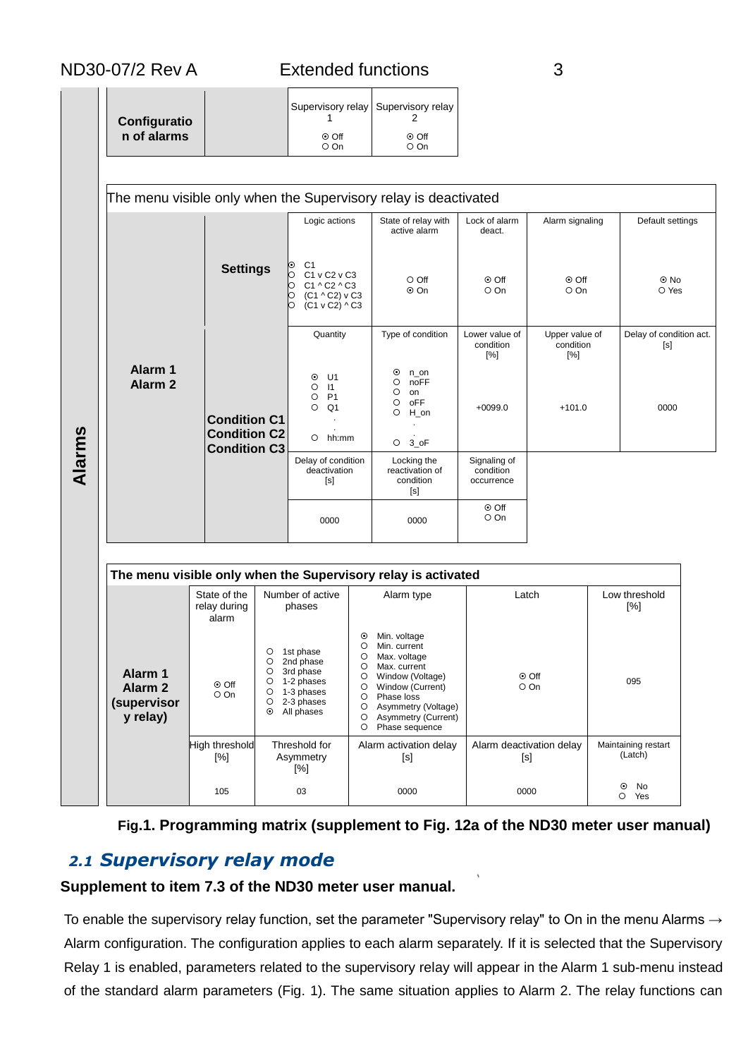| Alarms | Configuration of alarms | | Supervisory relay 1 | Supervisory relay 2 |
|---|---|---|---|---|
| | | | ⊙ Off<br>○ On | ⊙ Off<br>○ On |

The menu visible only when the Supervisory relay is deactivated

| | | Logic actions | State of relay with active alarm | Lock of alarm deact. | Alarm signaling | Default settings |
|---|---|---|---|---|---|---|
| Alarm 1<br>Alarm 2 | Settings | ⊙ C1<br>○ C1 v C2 v C3<br>○ C1 ^ C2 ^ C3<br>○ (C1 ^ C2) v C3<br>○ (C1 v C2) ^ C3 | ○ Off<br>⊙ On | ⊙ Off<br>○ On | ⊙ Off<br>○ On | ⊙ No<br>○ Yes |
| | Condition C1<br>Condition C2<br>Condition C3 | Quantity | Type of condition | Lower value of condition [%] | Upper value of condition [%] | Delay of condition act. [s] |
| | | ⊙ U1<br>○ I1<br>○ P1<br>○ Q1<br>.<br>.<br>○ hh:mm | ⊙ n_on<br>○ noFF<br>○ on<br>○ oFF<br>○ H_on<br>.<br>.<br>○ 3_oF | +0099.0 | +101.0 | 0000 |
| | | Delay of condition deactivation [s] | Locking the reactivation of condition [s] | Signaling of condition occurrence | | |
| | | 0000 | 0000 | ⊙ Off<br>○ On | | |

**The menu visible only when the Supervisory relay is activated**

| | State of the relay during alarm | Number of active phases | Alarm type | Latch | Low threshold [%] |
|---|---|---|---|---|---|
| Alarm 1<br>Alarm 2<br>(supervisory relay) | ⊙ Off<br>○ On | ○ 1st phase<br>○ 2nd phase<br>○ 3rd phase<br>○ 1-2 phases<br>○ 1-3 phases<br>○ 2-3 phases<br>⊙ All phases | ⊙ Min. voltage<br>○ Min. current<br>○ Max. voltage<br>○ Max. current<br>○ Window (Voltage)<br>○ Window (Current)<br>○ Phase loss<br>○ Asymmetry (Voltage)<br>○ Asymmetry (Current)<br>○ Phase sequence | ⊙ Off<br>○ On | 095 |
| | High threshold [%] | Threshold for Asymmetry [%] | Alarm activation delay [s] | Alarm deactivation delay [s] | Maintaining restart (Latch) |
| | 105 | 03 | 0000 | 0000 | ⊙ No<br>○ Yes |

**Fig.1. Programming matrix (supplement to Fig. 12a of the ND30 meter user manual)**

## *2.1 Supervisory relay mode*

**Supplement to item 7.3 of the ND30 meter user manual.**

To enable the supervisory relay function, set the parameter "Supervisory relay" to On in the menu Alarms → Alarm configuration. The configuration applies to each alarm separately. If it is selected that the Supervisory Relay 1 is enabled, parameters related to the supervisory relay will appear in the Alarm 1 sub-menu instead of the standard alarm parameters (Fig. 1). The same situation applies to Alarm 2. The relay functions can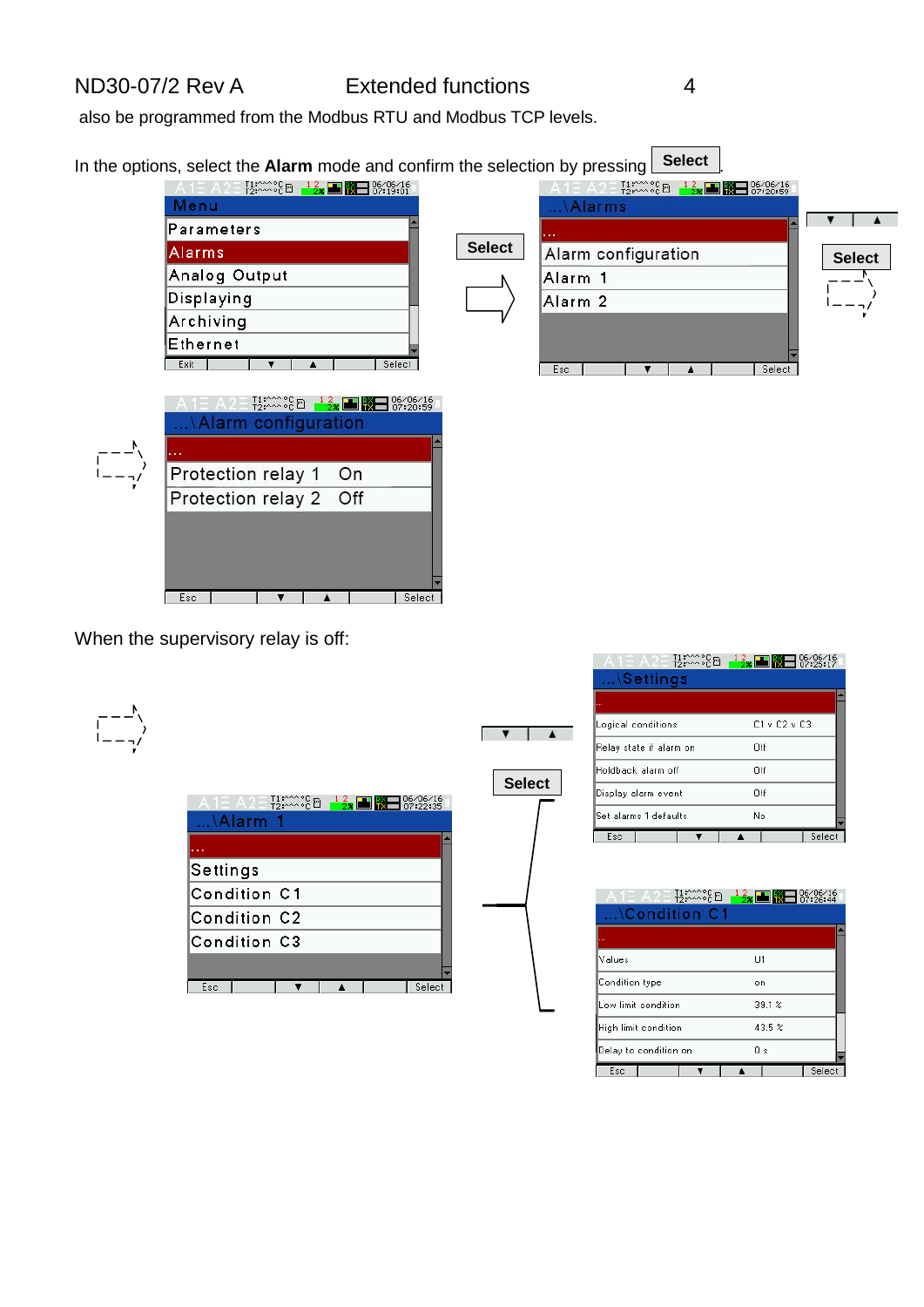also be programmed from the Modbus RTU and Modbus TCP levels.

In the options, select the **Alarm** mode and confirm the selection by pressing **Select**.

Menu
- Parameters
- Alarms
- Analog Output
- Displaying
- Archiving
- Ethernet

Exit | ▼ | ▲ | Select

**Select**

...\Alarms
- ...
- Alarm configuration
- Alarm 1
- Alarm 2

Esc | ▼ | ▲ | Select

▼ | ▲

**Select**

...\Alarm configuration
- ...
- Protection relay 1 On
- Protection relay 2 Off

Esc | ▼ | ▲ | Select

When the supervisory relay is off:

...\Alarm 1
- ...
- Settings
- Condition C1
- Condition C2
- Condition C3

Esc | ▼ | ▲ | Select

▼ | ▲

**Select**

...\Settings

| | |
|---|---|
| Logical conditions | C1 v C2 v C3 |
| Relay state if alarm on | Off |
| Holdback alarm off | Off |
| Display alarm event | Off |
| Set alarms 1 defaults | No |

Esc | ▼ | ▲ | Select

...\Condition C1

| | |
|---|---|
| Values | U1 |
| Condition type | on |
| Low limit condition | 39.1 % |
| High limit condition | 43.5 % |
| Delay to condition on | 0 s |

Esc | ▼ | ▲ | Select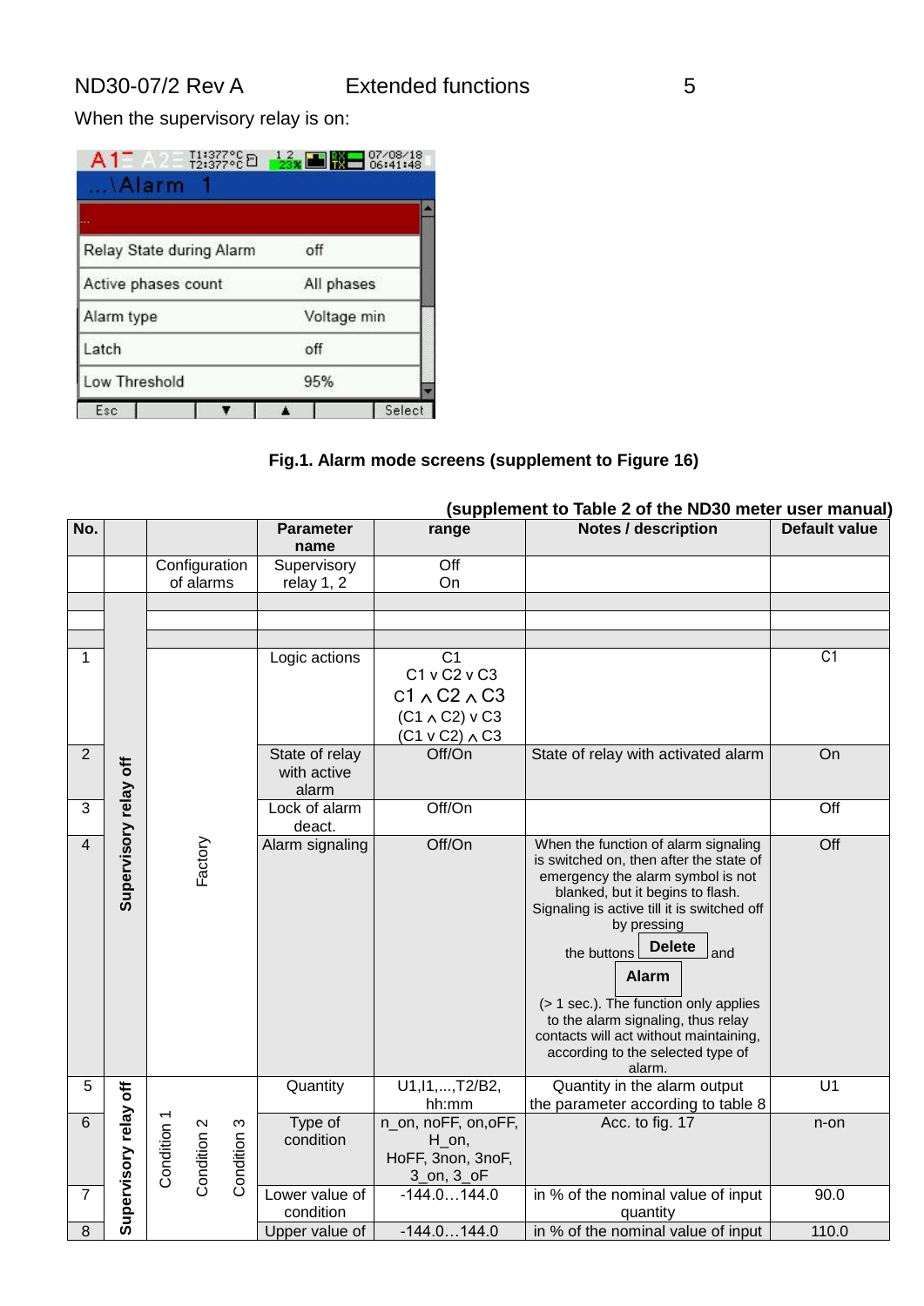When the supervisory relay is on:

| ...\Alarm 1 | |
|---|---|
| ... | |
| Relay State during Alarm | off |
| Active phases count | All phases |
| Alarm type | Voltage min |
| Latch | off |
| Low Threshold | 95% |

**Fig.1. Alarm mode screens (supplement to Figure 16)**

**(supplement to Table 2 of the ND30 meter user manual)**

| No. | | | Parameter name | range | Notes / description | Default value |
|---|---|---|---|---|---|---|
| | | Configuration of alarms | Supervisory relay 1, 2 | Off<br>On | | |
| | Supervisory relay off | | | | | |
| | | | | | | |
| | | | | | | |
| 1 | | Factory | Logic actions | C1<br>C1 ∨ C2 ∨ C3<br>C1 ∧ C2 ∧ C3<br>(C1 ∧ C2) ∨ C3<br>(C1 ∨ C2) ∧ C3 | | C1 |
| 2 | | | State of relay with active alarm | Off/On | State of relay with activated alarm | On |
| 3 | | | Lock of alarm deact. | Off/On | | Off |
| 4 | | | Alarm signaling | Off/On | When the function of alarm signaling is switched on, then after the state of emergency the alarm symbol is not blanked, but it begins to flash. Signaling is active till it is switched off by pressing the buttons **Delete** and **Alarm** (> 1 sec.). The function only applies to the alarm signaling, thus relay contacts will act without maintaining, according to the selected type of alarm. | Off |
| 5 | Supervisory relay off | Condition 1 / Condition 2 / Condition 3 | Quantity | U1,I1,...,T2/B2, hh:mm | Quantity in the alarm output the parameter according to table 8 | U1 |
| 6 | | | Type of condition | n_on, noFF, on,oFF, H_on, HoFF, 3non, 3noF, 3_on, 3_oF | Acc. to fig. 17 | n-on |
| 7 | | | Lower value of condition | -144.0…144.0 | in % of the nominal value of input quantity | 90.0 |
| 8 | | | Upper value of | -144.0…144.0 | in % of the nominal value of input | 110.0 |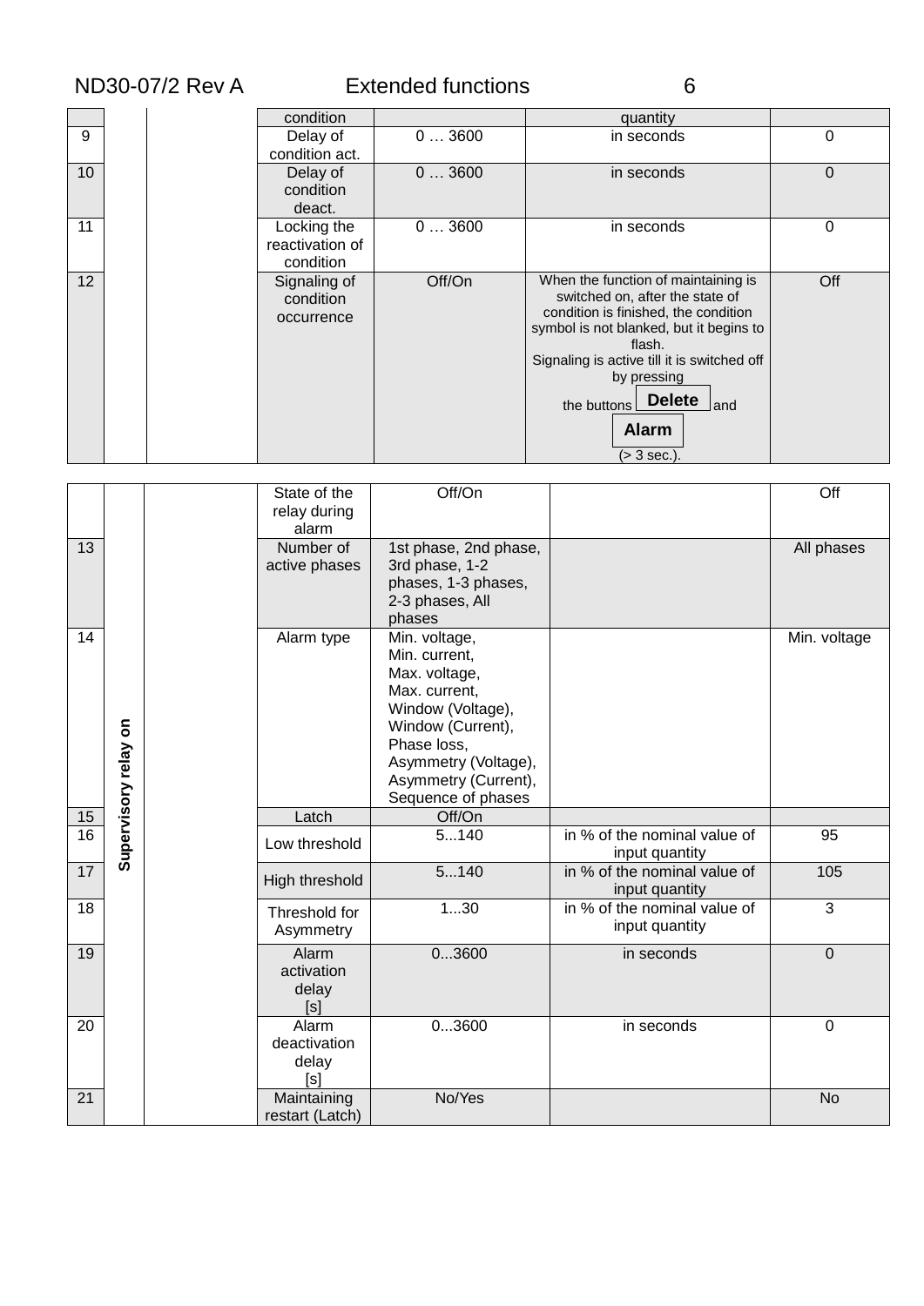| | | | condition | | quantity | |
|---|---|---|---|---|---|---|
| 9 | | | Delay of condition act. | 0 … 3600 | in seconds | 0 |
| 10 | | | Delay of condition deact. | 0 … 3600 | in seconds | 0 |
| 11 | | | Locking the reactivation of condition | 0 … 3600 | in seconds | 0 |
| 12 | | | Signaling of condition occurrence | Off/On | When the function of maintaining is switched on, after the state of condition is finished, the condition symbol is not blanked, but it begins to flash. Signaling is active till it is switched off by pressing the buttons **Delete** and **Alarm** (> 3 sec.). | Off |

| | | | State of the relay during alarm | Off/On | | Off |
|---|---|---|---|---|---|---|
| 13 | **Supervisory relay on** | | Number of active phases | 1st phase, 2nd phase, 3rd phase, 1-2 phases, 1-3 phases, 2-3 phases, All phases | | All phases |
| 14 | | | Alarm type | Min. voltage, Min. current, Max. voltage, Max. current, Window (Voltage), Window (Current), Phase loss, Asymmetry (Voltage), Asymmetry (Current), Sequence of phases | | Min. voltage |
| 15 | | | Latch | Off/On | | |
| 16 | | | Low threshold | 5...140 | in % of the nominal value of input quantity | 95 |
| 17 | | | High threshold | 5...140 | in % of the nominal value of input quantity | 105 |
| 18 | | | Threshold for Asymmetry | 1...30 | in % of the nominal value of input quantity | 3 |
| 19 | | | Alarm activation delay [s] | 0...3600 | in seconds | 0 |
| 20 | | | Alarm deactivation delay [s] | 0...3600 | in seconds | 0 |
| 21 | | | Maintaining restart (Latch) | No/Yes | | No |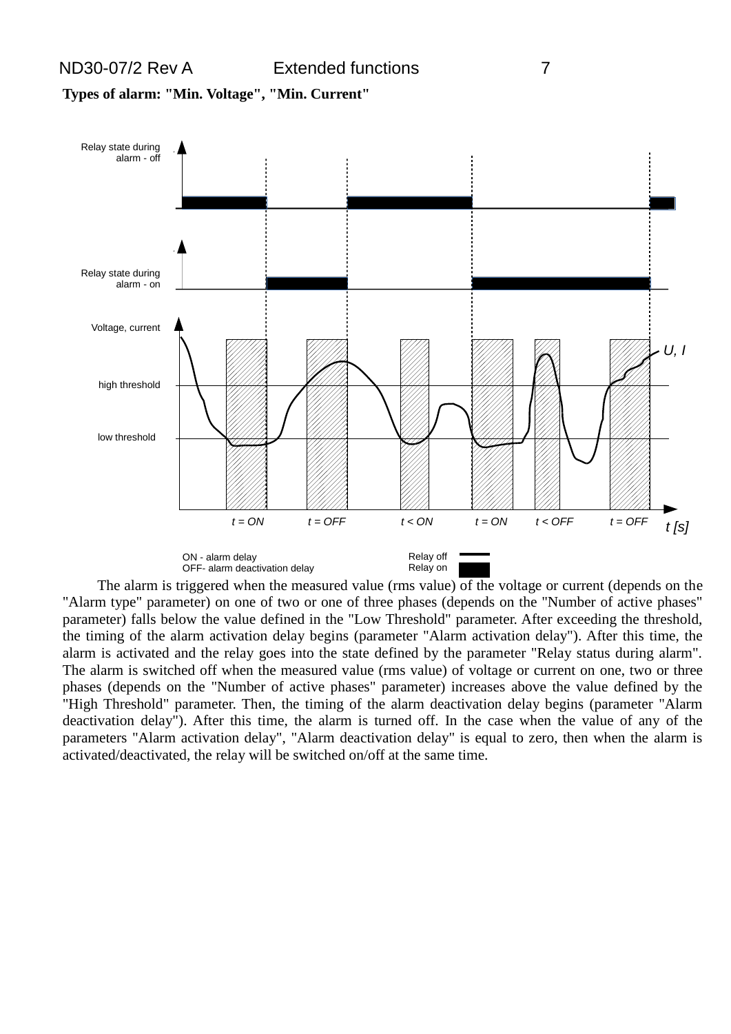**Types of alarm: "Min. Voltage", "Min. Current"**

The alarm is triggered when the measured value (rms value) of the voltage or current (depends on the "Alarm type" parameter) on one of two or one of three phases (depends on the "Number of active phases" parameter) falls below the value defined in the "Low Threshold" parameter. After exceeding the threshold, the timing of the alarm activation delay begins (parameter "Alarm activation delay"). After this time, the alarm is activated and the relay goes into the state defined by the parameter "Relay status during alarm". The alarm is switched off when the measured value (rms value) of voltage or current on one, two or three phases (depends on the "Number of active phases" parameter) increases above the value defined by the "High Threshold" parameter. Then, the timing of the alarm deactivation delay begins (parameter "Alarm deactivation delay"). After this time, the alarm is turned off. In the case when the value of any of the parameters "Alarm activation delay", "Alarm deactivation delay" is equal to zero, then when the alarm is activated/deactivated, the relay will be switched on/off at the same time.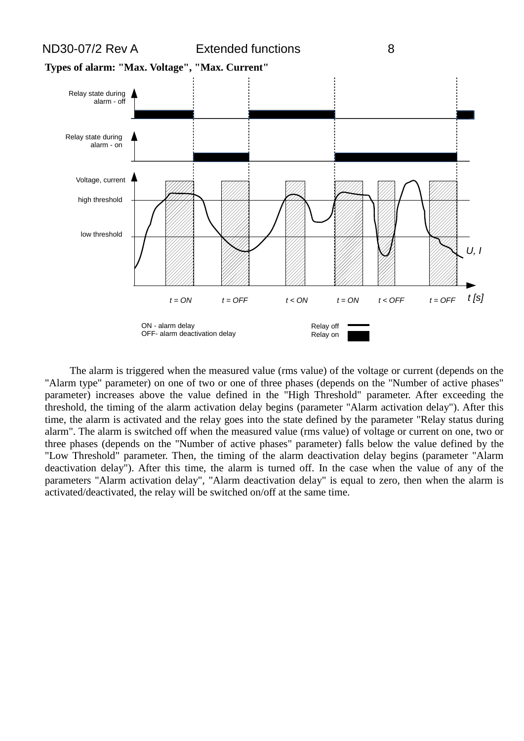**Types of alarm: "Max. Voltage", "Max. Current"**

Relay state during alarm - off

Relay state during alarm - on

Voltage, current

high threshold

low threshold

U, I

t = ON　t = OFF　t < ON　t = ON　t < OFF　t = OFF　t [s]

ON - alarm delay
OFF- alarm deactivation delay

Relay off
Relay on

The alarm is triggered when the measured value (rms value) of the voltage or current (depends on the "Alarm type" parameter) on one of two or one of three phases (depends on the "Number of active phases" parameter) increases above the value defined in the "High Threshold" parameter. After exceeding the threshold, the timing of the alarm activation delay begins (parameter "Alarm activation delay"). After this time, the alarm is activated and the relay goes into the state defined by the parameter "Relay status during alarm". The alarm is switched off when the measured value (rms value) of voltage or current on one, two or three phases (depends on the "Number of active phases" parameter) falls below the value defined by the "Low Threshold" parameter. Then, the timing of the alarm deactivation delay begins (parameter "Alarm deactivation delay"). After this time, the alarm is turned off. In the case when the value of any of the parameters "Alarm activation delay", "Alarm deactivation delay" is equal to zero, then when the alarm is activated/deactivated, the relay will be switched on/off at the same time.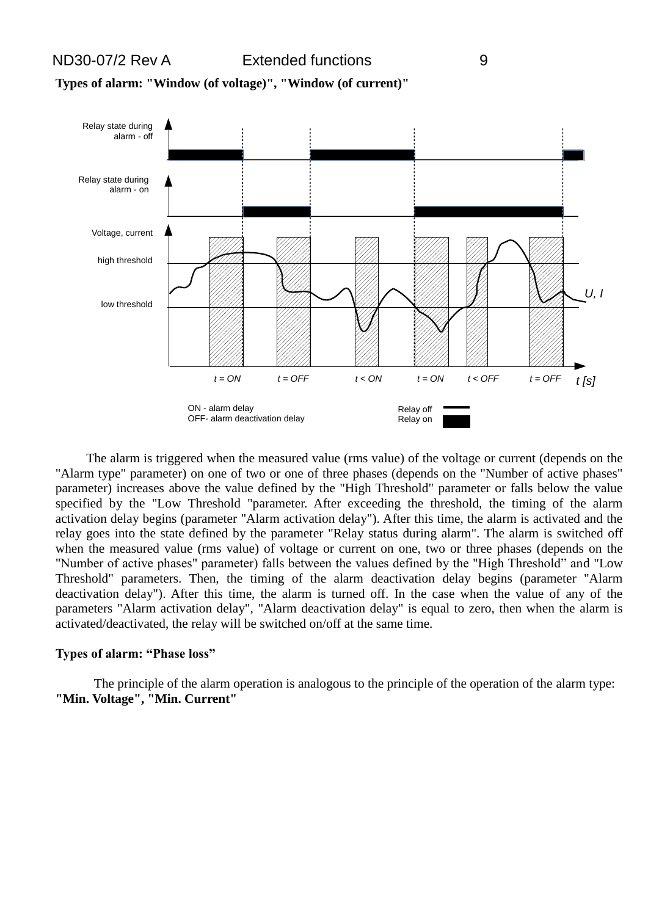**Types of alarm: "Window (of voltage)", "Window (of current)"**

The alarm is triggered when the measured value (rms value) of the voltage or current (depends on the "Alarm type" parameter) on one of two or one of three phases (depends on the "Number of active phases" parameter) increases above the value defined by the "High Threshold" parameter or falls below the value specified by the "Low Threshold "parameter. After exceeding the threshold, the timing of the alarm activation delay begins (parameter "Alarm activation delay"). After this time, the alarm is activated and the relay goes into the state defined by the parameter "Relay status during alarm". The alarm is switched off when the measured value (rms value) of voltage or current on one, two or three phases (depends on the "Number of active phases" parameter) falls between the values defined by the "High Threshold" and "Low Threshold" parameters. Then, the timing of the alarm deactivation delay begins (parameter "Alarm deactivation delay"). After this time, the alarm is turned off. In the case when the value of any of the parameters "Alarm activation delay", "Alarm deactivation delay" is equal to zero, then when the alarm is activated/deactivated, the relay will be switched on/off at the same time.

**Types of alarm: “Phase loss”**

The principle of the alarm operation is analogous to the principle of the operation of the alarm type: **"Min. Voltage", "Min. Current"**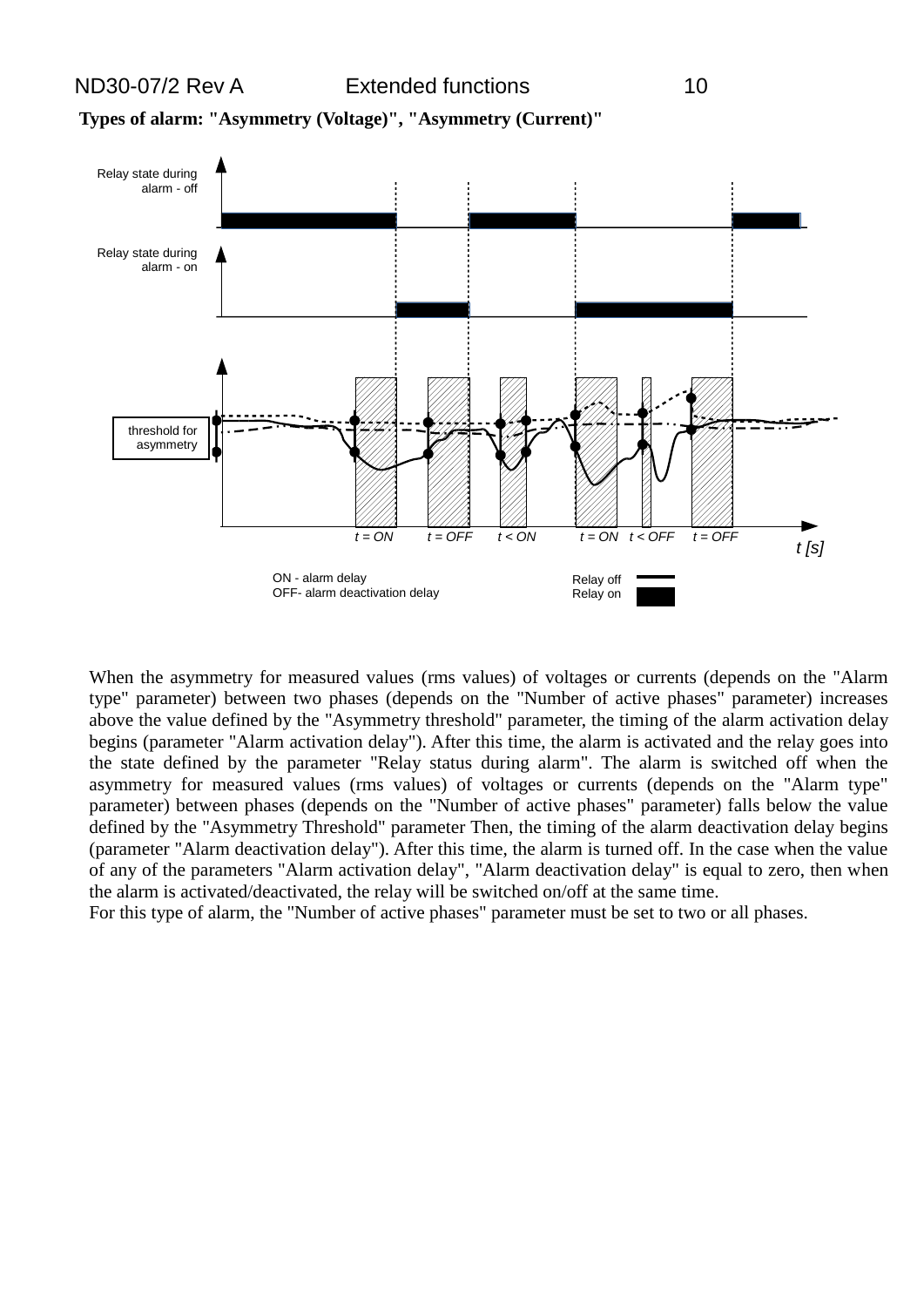**Types of alarm: "Asymmetry (Voltage)", "Asymmetry (Current)"**

When the asymmetry for measured values (rms values) of voltages or currents (depends on the "Alarm type" parameter) between two phases (depends on the "Number of active phases" parameter) increases above the value defined by the "Asymmetry threshold" parameter, the timing of the alarm activation delay begins (parameter "Alarm activation delay"). After this time, the alarm is activated and the relay goes into the state defined by the parameter "Relay status during alarm". The alarm is switched off when the asymmetry for measured values (rms values) of voltages or currents (depends on the "Alarm type" parameter) between phases (depends on the "Number of active phases" parameter) falls below the value defined by the "Asymmetry Threshold" parameter Then, the timing of the alarm deactivation delay begins (parameter "Alarm deactivation delay"). After this time, the alarm is turned off. In the case when the value of any of the parameters "Alarm activation delay", "Alarm deactivation delay" is equal to zero, then when the alarm is activated/deactivated, the relay will be switched on/off at the same time.
For this type of alarm, the "Number of active phases" parameter must be set to two or all phases.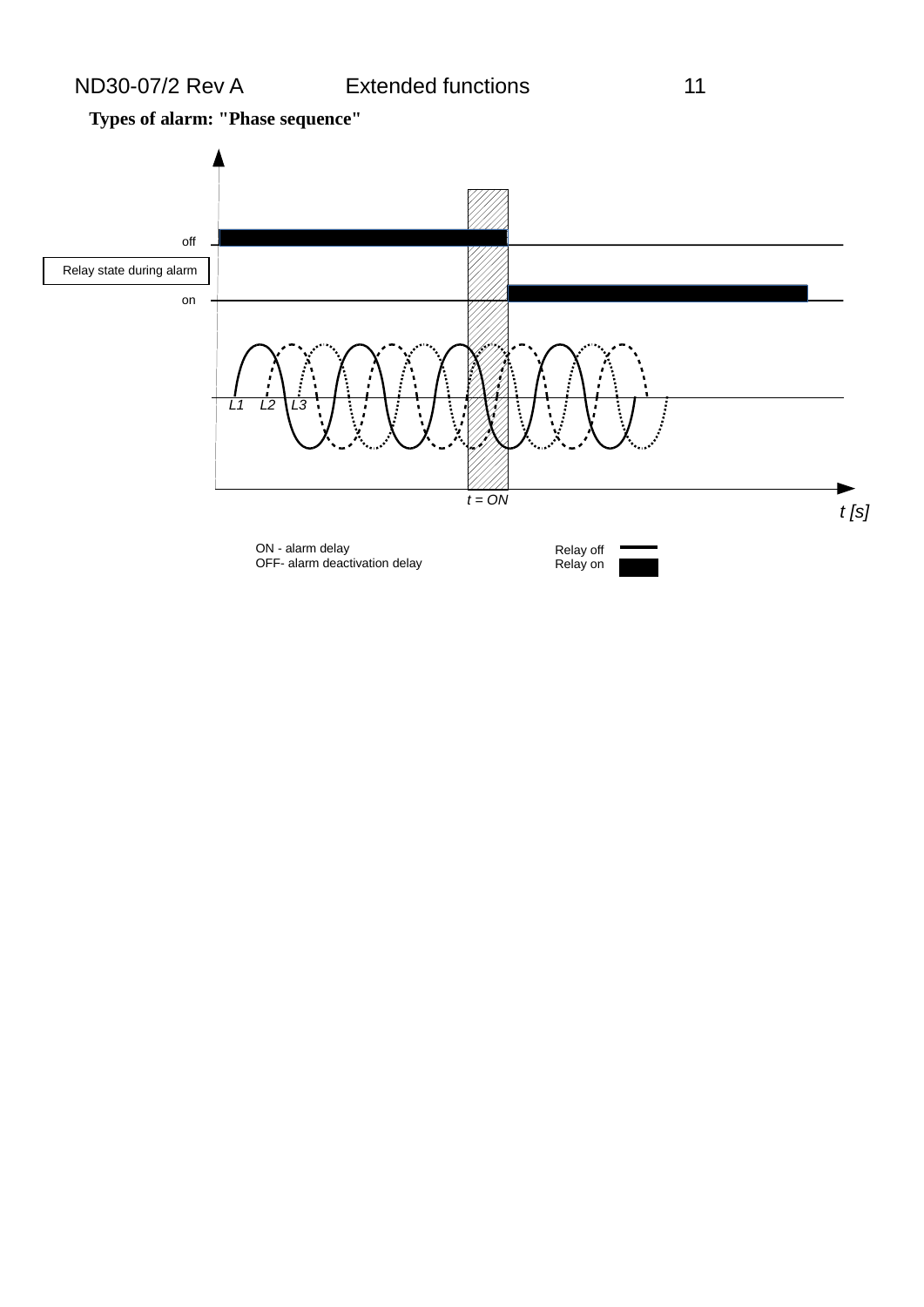**Types of alarm: "Phase sequence"**

off

Relay state during alarm

on

L1 L2 L3

t = ON

t [s]

ON - alarm delay
OFF- alarm deactivation delay

Relay off
Relay on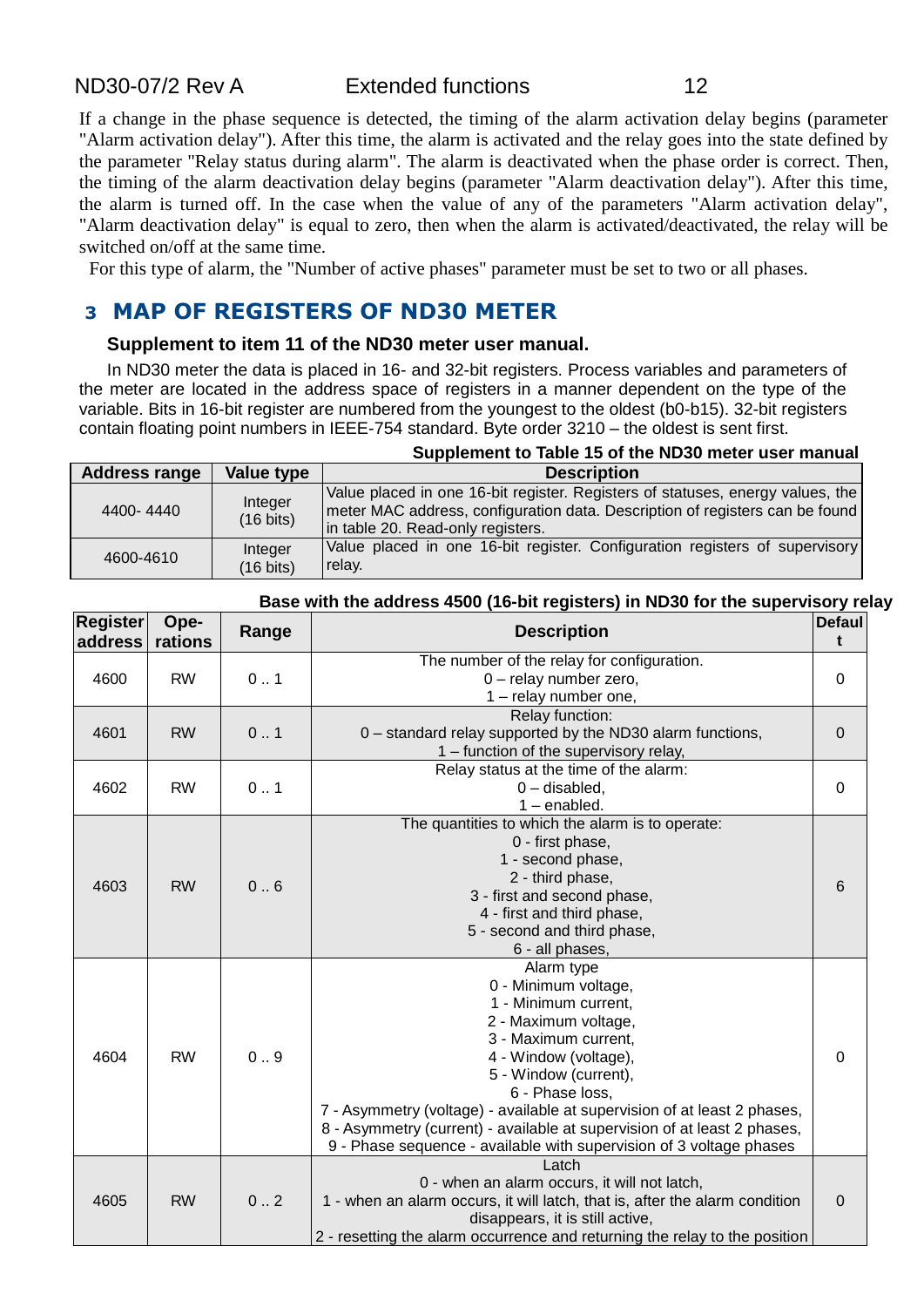If a change in the phase sequence is detected, the timing of the alarm activation delay begins (parameter "Alarm activation delay"). After this time, the alarm is activated and the relay goes into the state defined by the parameter "Relay status during alarm". The alarm is deactivated when the phase order is correct. Then, the timing of the alarm deactivation delay begins (parameter "Alarm deactivation delay"). After this time, the alarm is turned off. In the case when the value of any of the parameters "Alarm activation delay", "Alarm deactivation delay" is equal to zero, then when the alarm is activated/deactivated, the relay will be switched on/off at the same time.

For this type of alarm, the "Number of active phases" parameter must be set to two or all phases.

# 3 MAP OF REGISTERS OF ND30 METER

**Supplement to item 11 of the ND30 meter user manual.**

In ND30 meter the data is placed in 16- and 32-bit registers. Process variables and parameters of the meter are located in the address space of registers in a manner dependent on the type of the variable. Bits in 16-bit register are numbered from the youngest to the oldest (b0-b15). 32-bit registers contain floating point numbers in IEEE-754 standard. Byte order 3210 – the oldest is sent first.

**Supplement to Table 15 of the ND30 meter user manual**

| Address range | Value type | Description |
|---|---|---|
| 4400- 4440 | Integer (16 bits) | Value placed in one 16-bit register. Registers of statuses, energy values, the meter MAC address, configuration data. Description of registers can be found in table 20. Read-only registers. |
| 4600-4610 | Integer (16 bits) | Value placed in one 16-bit register. Configuration registers of supervisory relay. |

**Base with the address 4500 (16-bit registers) in ND30 for the supervisory relay**

| Register address | Ope-rations | Range | Description | Default |
|---|---|---|---|---|
| 4600 | RW | 0 .. 1 | The number of the relay for configuration.<br>0 – relay number zero,<br>1 – relay number one, | 0 |
| 4601 | RW | 0 .. 1 | Relay function:<br>0 – standard relay supported by the ND30 alarm functions,<br>1 – function of the supervisory relay, | 0 |
| 4602 | RW | 0 .. 1 | Relay status at the time of the alarm:<br>0 – disabled,<br>1 – enabled. | 0 |
| 4603 | RW | 0 .. 6 | The quantities to which the alarm is to operate:<br>0 - first phase,<br>1 - second phase,<br>2 - third phase,<br>3 - first and second phase,<br>4 - first and third phase,<br>5 - second and third phase,<br>6 - all phases, | 6 |
| 4604 | RW | 0 .. 9 | Alarm type<br>0 - Minimum voltage,<br>1 - Minimum current,<br>2 - Maximum voltage,<br>3 - Maximum current,<br>4 - Window (voltage),<br>5 - Window (current),<br>6 - Phase loss,<br>7 - Asymmetry (voltage) - available at supervision of at least 2 phases,<br>8 - Asymmetry (current) - available at supervision of at least 2 phases,<br>9 - Phase sequence - available with supervision of 3 voltage phases | 0 |
| 4605 | RW | 0 .. 2 | Latch<br>0 - when an alarm occurs, it will not latch,<br>1 - when an alarm occurs, it will latch, that is, after the alarm condition disappears, it is still active,<br>2 - resetting the alarm occurrence and returning the relay to the position | 0 |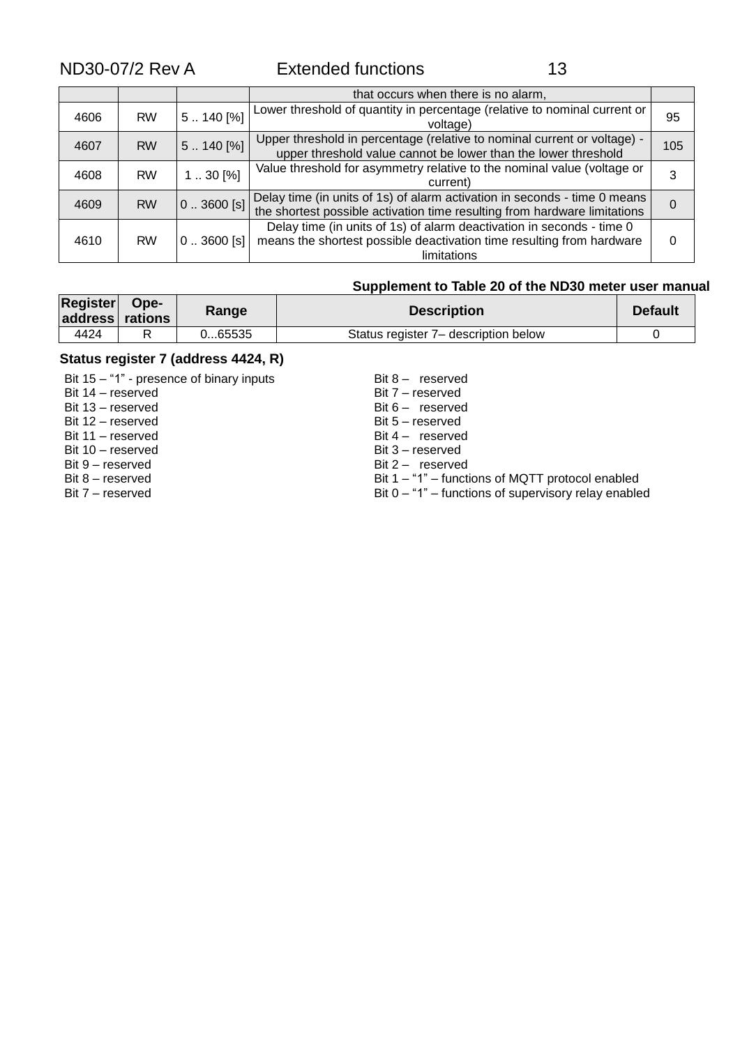| | | | | |
|---|---|---|---|---|
| | | | that occurs when there is no alarm, | |
| 4606 | RW | 5 .. 140 [%] | Lower threshold of quantity in percentage (relative to nominal current or voltage) | 95 |
| 4607 | RW | 5 .. 140 [%] | Upper threshold in percentage (relative to nominal current or voltage) - upper threshold value cannot be lower than the lower threshold | 105 |
| 4608 | RW | 1 .. 30 [%] | Value threshold for asymmetry relative to the nominal value (voltage or current) | 3 |
| 4609 | RW | 0 .. 3600 [s] | Delay time (in units of 1s) of alarm activation in seconds - time 0 means the shortest possible activation time resulting from hardware limitations | 0 |
| 4610 | RW | 0 .. 3600 [s] | Delay time (in units of 1s) of alarm deactivation in seconds - time 0 means the shortest possible deactivation time resulting from hardware limitations | 0 |

**Supplement to Table 20 of the ND30 meter user manual**

| Register address | Ope-rations | Range | Description | Default |
|---|---|---|---|---|
| 4424 | R | 0...65535 | Status register 7– description below | 0 |

**Status register 7 (address 4424, R)**

Bit 15 – “1” - presence of binary inputs
Bit 14 – reserved
Bit 13 – reserved
Bit 12 – reserved
Bit 11 – reserved
Bit 10 – reserved
Bit 9 – reserved
Bit 8 – reserved
Bit 7 – reserved

Bit 8 – reserved
Bit 7 – reserved
Bit 6 – reserved
Bit 5 – reserved
Bit 4 – reserved
Bit 3 – reserved
Bit 2 – reserved
Bit 1 – “1” – functions of MQTT protocol enabled
Bit 0 – “1” – functions of supervisory relay enabled